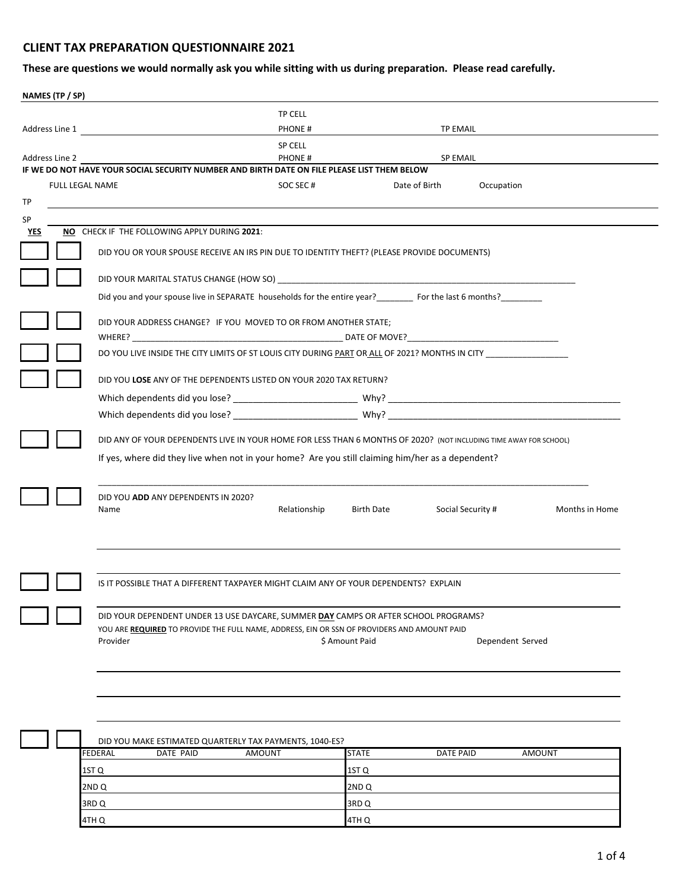## CLIENT TAX PREPARATION QUESTIONNAIRE 2021

**These are questions we would normally ask you while sitting with us during preparation. Please read carefully.**

**NAMES (TP / SP)** ______________________________

Address Line 1 ______________________ TP CELL PHONE # ______________ TP EMAIL ______________________

Address Line 2 ______________________ SP CELL PHONE # ______________ SP EMAIL ______________________

**IF WE DO NOT HAVE YOUR SOCIAL SECURITY NUMBER AND BIRTH DATE ON FILE PLEASE LIST THEM BELOW**

| | FULL LEGAL NAME | SOC SEC # | Date of Birth | Occupation |
|---|---|---|---|---|
| TP | | | | |
| SP | | | | |

**YES** **NO** CHECK IF THE FOLLOWING APPLY DURING **2021**:

☐ ☐ DID YOU OR YOUR SPOUSE RECEIVE AN IRS PIN DUE TO IDENTITY THEFT? (PLEASE PROVIDE DOCUMENTS)

☐ ☐ DID YOUR MARITAL STATUS CHANGE (HOW SO) ______________________________

Did you and your spouse live in SEPARATE households for the entire year?________ For the last 6 months?________

☐ ☐ DID YOUR ADDRESS CHANGE? IF YOU MOVED TO OR FROM ANOTHER STATE;

WHERE? ______________________________ DATE OF MOVE?______________________________

☐ ☐ DO YOU LIVE INSIDE THE CITY LIMITS OF ST LOUIS CITY DURING PART OR ALL OF 2021? MONTHS IN CITY ________________

☐ ☐ DID YOU **LOSE** ANY OF THE DEPENDENTS LISTED ON YOUR 2020 TAX RETURN?

Which dependents did you lose? ______________________ Why? ______________________________

Which dependents did you lose? ______________________ Why? ______________________________

☐ ☐ DID ANY OF YOUR DEPENDENTS LIVE IN YOUR HOME FOR LESS THAN 6 MONTHS OF 2020? (NOT INCLUDING TIME AWAY FOR SCHOOL)

If yes, where did they live when not in your home? Are you still claiming him/her as a dependent?

______________________________________________________________

☐ ☐ DID YOU **ADD** ANY DEPENDENTS IN 2020?

| Name | Relationship | Birth Date | Social Security # | Months in Home |
|---|---|---|---|---|
| | | | | |
| | | | | |

☐ ☐ IS IT POSSIBLE THAT A DIFFERENT TAXPAYER MIGHT CLAIM ANY OF YOUR DEPENDENTS? EXPLAIN

☐ ☐ DID YOUR DEPENDENT UNDER 13 USE DAYCARE, SUMMER **DAY** CAMPS OR AFTER SCHOOL PROGRAMS?

YOU ARE **REQUIRED** TO PROVIDE THE FULL NAME, ADDRESS, EIN OR SSN OF PROVIDERS AND AMOUNT PAID

| Provider | $ Amount Paid | Dependent Served |
|---|---|---|
| | | |
| | | |
| | | |

☐ ☐ DID YOU MAKE ESTIMATED QUARTERLY TAX PAYMENTS, 1040-ES?

| FEDERAL | DATE PAID | AMOUNT | STATE | DATE PAID | AMOUNT |
|---|---|---|---|---|---|
| 1ST Q | | | 1ST Q | | |
| 2ND Q | | | 2ND Q | | |
| 3RD Q | | | 3RD Q | | |
| 4TH Q | | | 4TH Q | | |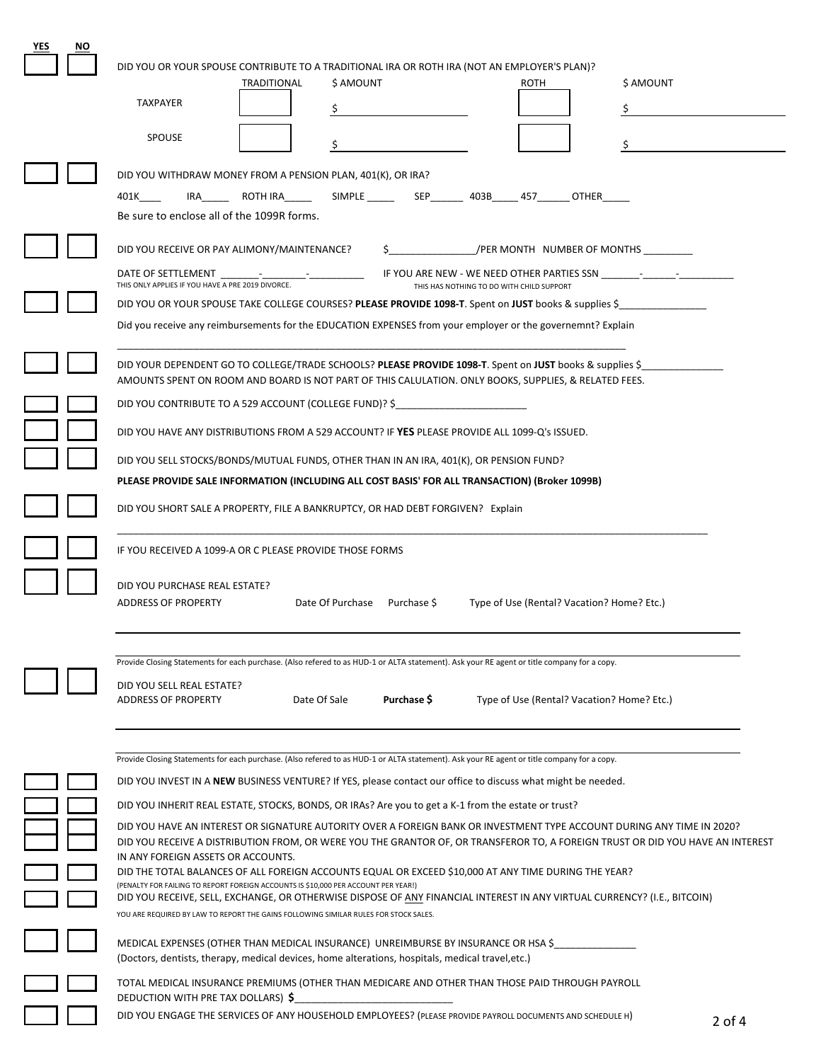| YES | NO | |
|---|---|---|
| ☐ | ☐ | DID YOU OR YOUR SPOUSE CONTRIBUTE TO A TRADITIONAL IRA OR ROTH IRA (NOT AN EMPLOYER'S PLAN)? |

| | TRADITIONAL | $ AMOUNT | ROTH | $ AMOUNT |
|---|---|---|---|---|
| TAXPAYER | ☐ | $ | ☐ | $ |
| SPOUSE | ☐ | $ | ☐ | $ |

☐ ☐ DID YOU WITHDRAW MONEY FROM A PENSION PLAN, 401(K), OR IRA?

401K____ IRA_____ ROTH IRA_____ SIMPLE _____ SEP______ 403B_____ 457______ OTHER_____

Be sure to enclose all of the 1099R forms.

☐ ☐ DID YOU RECEIVE OR PAY ALIMONY/MAINTENANCE? $________________/PER MONTH NUMBER OF MONTHS _________

DATE OF SETTLEMENT ________-________-__________ IF YOU ARE NEW - WE NEED OTHER PARTIES SSN _______-______-__________

THIS ONLY APPLIES IF YOU HAVE A PRE 2019 DIVORCE. THIS HAS NOTHING TO DO WITH CHILD SUPPORT

☐ ☐ DID YOU OR YOUR SPOUSE TAKE COLLEGE COURSES? **PLEASE PROVIDE 1098-T**. Spent on **JUST** books & supplies $________________

Did you receive any reimbursements for the EDUCATION EXPENSES from your employer or the governemnt? Explain

_______________________________________________________________________________________________

☐ ☐ DID YOUR DEPENDENT GO TO COLLEGE/TRADE SCHOOLS? **PLEASE PROVIDE 1098-T**. Spent on **JUST** books & supplies $_______________

AMOUNTS SPENT ON ROOM AND BOARD IS NOT PART OF THIS CALULATION. ONLY BOOKS, SUPPLIES, & RELATED FEES.

☐ ☐ DID YOU CONTRIBUTE TO A 529 ACCOUNT (COLLEGE FUND)? $________________________

☐ ☐ DID YOU HAVE ANY DISTRIBUTIONS FROM A 529 ACCOUNT? IF **YES** PLEASE PROVIDE ALL 1099-Q's ISSUED.

☐ ☐ DID YOU SELL STOCKS/BONDS/MUTUAL FUNDS, OTHER THAN IN AN IRA, 401(K), OR PENSION FUND?

**PLEASE PROVIDE SALE INFORMATION (INCLUDING ALL COST BASIS' FOR ALL TRANSACTION) (Broker 1099B)**

☐ ☐ DID YOU SHORT SALE A PROPERTY, FILE A BANKRUPTCY, OR HAD DEBT FORGIVEN? Explain

_______________________________________________________________________________________________

☐ ☐ IF YOU RECEIVED A 1099-A OR C PLEASE PROVIDE THOSE FORMS

☐ ☐ DID YOU PURCHASE REAL ESTATE?

| ADDRESS OF PROPERTY | Date Of Purchase | Purchase $ | Type of Use (Rental? Vacation? Home? Etc.) |
|---|---|---|---|
| | | | |
| | | | |

Provide Closing Statements for each purchase. (Also refered to as HUD-1 or ALTA statement). Ask your RE agent or title company for a copy.

☐ ☐ DID YOU SELL REAL ESTATE?

| ADDRESS OF PROPERTY | Date Of Sale | **Purchase $** | Type of Use (Rental? Vacation? Home? Etc.) |
|---|---|---|---|
| | | | |
| | | | |

Provide Closing Statements for each purchase. (Also refered to as HUD-1 or ALTA statement). Ask your RE agent or title company for a copy.

☐ ☐ DID YOU INVEST IN A **NEW** BUSINESS VENTURE? If YES, please contact our office to discuss what might be needed.

☐ ☐ DID YOU INHERIT REAL ESTATE, STOCKS, BONDS, OR IRAs? Are you to get a K-1 from the estate or trust?

☐ ☐ DID YOU HAVE AN INTEREST OR SIGNATURE AUTORITY OVER A FOREIGN BANK OR INVESTMENT TYPE ACCOUNT DURING ANY TIME IN 2020?

☐ ☐ DID YOU RECEIVE A DISTRIBUTION FROM, OR WERE YOU THE GRANTOR OF, OR TRANSFEROR TO, A FOREIGN TRUST OR DID YOU HAVE AN INTEREST IN ANY FOREIGN ASSETS OR ACCOUNTS.

☐ ☐ DID THE TOTAL BALANCES OF ALL FOREIGN ACCOUNTS EQUAL OR EXCEED $10,000 AT ANY TIME DURING THE YEAR?

(PENALTY FOR FAILING TO REPORT FOREIGN ACCOUNTS IS $10,000 PER ACCOUNT PER YEAR!)

☐ ☐ DID YOU RECEIVE, SELL, EXCHANGE, OR OTHERWISE DISPOSE OF ANY FINANCIAL INTEREST IN ANY VIRTUAL CURRENCY? (I.E., BITCOIN)

YOU ARE REQUIRED BY LAW TO REPORT THE GAINS FOLLOWING SIMILAR RULES FOR STOCK SALES.

☐ ☐ MEDICAL EXPENSES (OTHER THAN MEDICAL INSURANCE) UNREIMBURSE BY INSURANCE OR HSA $_______________

(Doctors, dentists, therapy, medical devices, home alterations, hospitals, medical travel,etc.)

☐ ☐ TOTAL MEDICAL INSURANCE PREMIUMS (OTHER THAN MEDICARE AND OTHER THAN THOSE PAID THROUGH PAYROLL DEDUCTION WITH PRE TAX DOLLARS) **$**_____________________________

☐ ☐ DID YOU ENGAGE THE SERVICES OF ANY HOUSEHOLD EMPLOYEES? (PLEASE PROVIDE PAYROLL DOCUMENTS AND SCHEDULE H)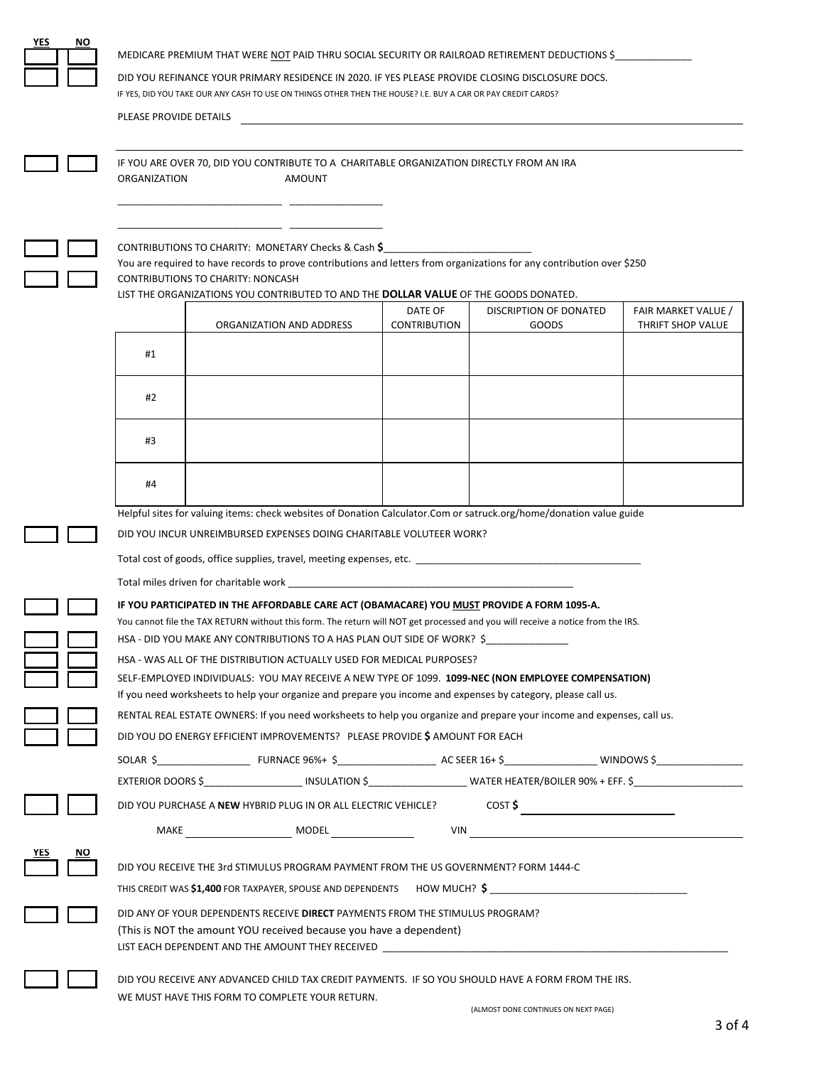| YES | NO | |
|---|---|---|
| ☐ | ☐ | MEDICARE PREMIUM THAT WERE NOT PAID THRU SOCIAL SECURITY OR RAILROAD RETIREMENT DEDUCTIONS $______________ |
| ☐ | ☐ | DID YOU REFINANCE YOUR PRIMARY RESIDENCE IN 2020. IF YES PLEASE PROVIDE CLOSING DISCLOSURE DOCS. |

IF YES, DID YOU TAKE OUR ANY CASH TO USE ON THINGS OTHER THEN THE HOUSE? I.E. BUY A CAR OR PAY CREDIT CARDS?

PLEASE PROVIDE DETAILS ______________________________________________

______________________________________________

☐ ☐ IF YOU ARE OVER 70, DID YOU CONTRIBUTE TO A CHARITABLE ORGANIZATION DIRECTLY FROM AN IRA

ORGANIZATION AMOUNT

______________________________ ________________

______________________________ ________________

☐ ☐ CONTRIBUTIONS TO CHARITY: MONETARY Checks & Cash **$**__________________________

You are required to have records to prove contributions and letters from organizations for any contribution over $250

☐ ☐ CONTRIBUTIONS TO CHARITY: NONCASH

LIST THE ORGANIZATIONS YOU CONTRIBUTED TO AND THE **DOLLAR VALUE** OF THE GOODS DONATED.

| | ORGANIZATION AND ADDRESS | DATE OF CONTRIBUTION | DISCRIPTION OF DONATED GOODS | FAIR MARKET VALUE / THRIFT SHOP VALUE |
|---|---|---|---|---|
| #1 | | | | |
| #2 | | | | |
| #3 | | | | |
| #4 | | | | |

Helpful sites for valuing items: check websites of Donation Calculator.Com or satruck.org/home/donation value guide

☐ ☐ DID YOU INCUR UNREIMBURSED EXPENSES DOING CHARITABLE VOLUTEER WORK?

Total cost of goods, office supplies, travel, meeting expenses, etc. ________________________________________

Total miles driven for charitable work ____________________________________________________

☐ ☐ **IF YOU PARTICIPATED IN THE AFFORDABLE CARE ACT (OBAMACARE) YOU MUST PROVIDE A FORM 1095-A.**

You cannot file the TAX RETURN without this form. The return will NOT get processed and you will receive a notice from the IRS.

☐ ☐ HSA - DID YOU MAKE ANY CONTRIBUTIONS TO A HAS PLAN OUT SIDE OF WORK? $_______________

☐ ☐ HSA - WAS ALL OF THE DISTRIBUTION ACTUALLY USED FOR MEDICAL PURPOSES?

☐ ☐ SELF-EMPLOYED INDIVIDUALS: YOU MAY RECEIVE A NEW TYPE OF 1099. **1099-NEC (NON EMPLOYEE COMPENSATION)**

If you need worksheets to help your organize and prepare you income and expenses by category, please call us.

☐ ☐ RENTAL REAL ESTATE OWNERS: If you need worksheets to help you organize and prepare your income and expenses, call us.

☐ ☐ DID YOU DO ENERGY EFFICIENT IMPROVEMENTS? PLEASE PROVIDE **$** AMOUNT FOR EACH

SOLAR $________________ FURNACE 96%+ $_________________ AC SEER 16+ $________________ WINDOWS $_______________

EXTERIOR DOORS $_________________ INSULATION $_________________ WATER HEATER/BOILER 90% + EFF. $___________________

☐ ☐ DID YOU PURCHASE A **NEW** HYBRID PLUG IN OR ALL ELECTRIC VEHICLE? COST **$** ____________________

MAKE ________________ MODEL ______________ VIN ______________________________________

| YES | NO | |
|---|---|---|
| ☐ | ☐ | DID YOU RECEIVE THE 3rd STIMULUS PROGRAM PAYMENT FROM THE US GOVERNMENT? FORM 1444-C |

THIS CREDIT WAS **$1,400** FOR TAXPAYER, SPOUSE AND DEPENDENTS HOW MUCH? **$** ___________________________________

☐ ☐ DID ANY OF YOUR DEPENDENTS RECEIVE **DIRECT** PAYMENTS FROM THE STIMULUS PROGRAM?

(This is NOT the amount YOU received because you have a dependent)

LIST EACH DEPENDENT AND THE AMOUNT THEY RECEIVED ______________________________________________________________

☐ ☐ DID YOU RECEIVE ANY ADVANCED CHILD TAX CREDIT PAYMENTS. IF SO YOU SHOULD HAVE A FORM FROM THE IRS.

WE MUST HAVE THIS FORM TO COMPLETE YOUR RETURN.

(ALMOST DONE CONTINUES ON NEXT PAGE)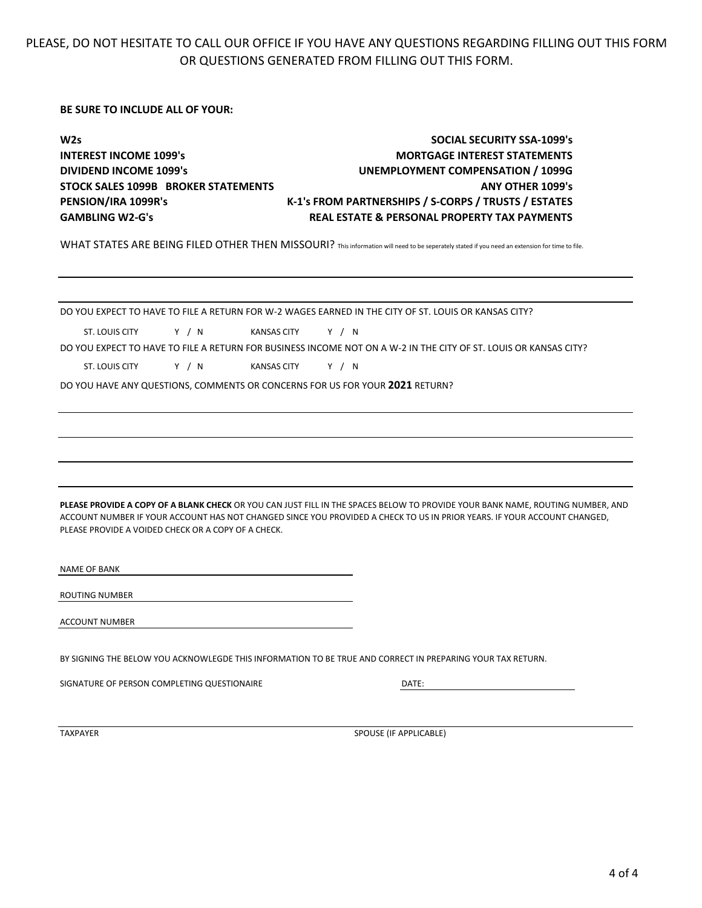PLEASE, DO NOT HESITATE TO CALL OUR OFFICE IF YOU HAVE ANY QUESTIONS REGARDING FILLING OUT THIS FORM OR QUESTIONS GENERATED FROM FILLING OUT THIS FORM.

**BE SURE TO INCLUDE ALL OF YOUR:**

| | |
|---|---|
| **W2s** | **SOCIAL SECURITY SSA-1099's** |
| **INTEREST INCOME 1099's** | **MORTGAGE INTEREST STATEMENTS** |
| **DIVIDEND INCOME 1099's** | **UNEMPLOYMENT COMPENSATION / 1099G** |
| **STOCK SALES 1099B BROKER STATEMENTS** | **ANY OTHER 1099's** |
| **PENSION/IRA 1099R's** | **K-1's FROM PARTNERSHIPS / S-CORPS / TRUSTS / ESTATES** |
| **GAMBLING W2-G's** | **REAL ESTATE & PERSONAL PROPERTY TAX PAYMENTS** |

WHAT STATES ARE BEING FILED OTHER THEN MISSOURI? This information will need to be seperately stated if you need an extension for time to file.

\_\_\_\_\_\_\_\_\_\_\_\_\_\_\_\_\_\_\_\_\_\_\_\_\_\_\_\_\_\_\_\_\_\_\_\_\_\_\_\_\_\_\_\_\_\_\_\_\_\_\_\_\_\_\_\_\_\_\_\_

\_\_\_\_\_\_\_\_\_\_\_\_\_\_\_\_\_\_\_\_\_\_\_\_\_\_\_\_\_\_\_\_\_\_\_\_\_\_\_\_\_\_\_\_\_\_\_\_\_\_\_\_\_\_\_\_\_\_\_\_

DO YOU EXPECT TO HAVE TO FILE A RETURN FOR W-2 WAGES EARNED IN THE CITY OF ST. LOUIS OR KANSAS CITY?

ST. LOUIS CITY Y / N KANSAS CITY Y / N

DO YOU EXPECT TO HAVE TO FILE A RETURN FOR BUSINESS INCOME NOT ON A W-2 IN THE CITY OF ST. LOUIS OR KANSAS CITY?

ST. LOUIS CITY Y / N KANSAS CITY Y / N

DO YOU HAVE ANY QUESTIONS, COMMENTS OR CONCERNS FOR US FOR YOUR **2021** RETURN?

\_\_\_\_\_\_\_\_\_\_\_\_\_\_\_\_\_\_\_\_\_\_\_\_\_\_\_\_\_\_\_\_\_\_\_\_\_\_\_\_\_\_\_\_\_\_\_\_\_\_\_\_\_\_\_\_\_\_\_\_

\_\_\_\_\_\_\_\_\_\_\_\_\_\_\_\_\_\_\_\_\_\_\_\_\_\_\_\_\_\_\_\_\_\_\_\_\_\_\_\_\_\_\_\_\_\_\_\_\_\_\_\_\_\_\_\_\_\_\_\_

\_\_\_\_\_\_\_\_\_\_\_\_\_\_\_\_\_\_\_\_\_\_\_\_\_\_\_\_\_\_\_\_\_\_\_\_\_\_\_\_\_\_\_\_\_\_\_\_\_\_\_\_\_\_\_\_\_\_\_\_

\_\_\_\_\_\_\_\_\_\_\_\_\_\_\_\_\_\_\_\_\_\_\_\_\_\_\_\_\_\_\_\_\_\_\_\_\_\_\_\_\_\_\_\_\_\_\_\_\_\_\_\_\_\_\_\_\_\_\_\_

**PLEASE PROVIDE A COPY OF A BLANK CHECK** OR YOU CAN JUST FILL IN THE SPACES BELOW TO PROVIDE YOUR BANK NAME, ROUTING NUMBER, AND ACCOUNT NUMBER IF YOUR ACCOUNT HAS NOT CHANGED SINCE YOU PROVIDED A CHECK TO US IN PRIOR YEARS. IF YOUR ACCOUNT CHANGED, PLEASE PROVIDE A VOIDED CHECK OR A COPY OF A CHECK.

NAME OF BANK \_\_\_\_\_\_\_\_\_\_\_\_\_\_\_\_\_\_\_\_\_\_\_\_\_\_\_\_\_\_

ROUTING NUMBER \_\_\_\_\_\_\_\_\_\_\_\_\_\_\_\_\_\_\_\_\_\_\_\_\_\_\_\_\_\_

ACCOUNT NUMBER \_\_\_\_\_\_\_\_\_\_\_\_\_\_\_\_\_\_\_\_\_\_\_\_\_\_\_\_\_\_

BY SIGNING THE BELOW YOU ACKNOWLEGDE THIS INFORMATION TO BE TRUE AND CORRECT IN PREPARING YOUR TAX RETURN.

SIGNATURE OF PERSON COMPLETING QUESTIONAIRE DATE: \_\_\_\_\_\_\_\_\_\_\_\_\_\_\_\_\_\_\_\_

\_\_\_\_\_\_\_\_\_\_\_\_\_\_\_\_\_\_\_\_\_\_\_\_\_\_\_\_\_\_\_\_\_\_\_\_\_\_\_\_\_\_\_\_\_\_\_\_\_\_\_\_\_\_\_\_\_\_\_\_

TAXPAYER SPOUSE (IF APPLICABLE)